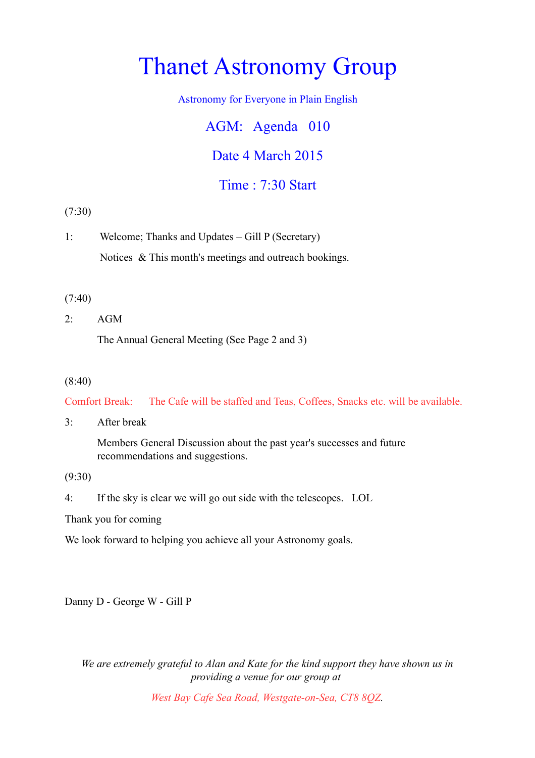# Thanet Astronomy Group

Astronomy for Everyone in Plain English

## AGM: Agenda 010

## Date 4 March 2015

## Time : 7:30 Start

(7:30)

1: Welcome; Thanks and Updates – Gill P (Secretary)

Notices & This month's meetings and outreach bookings.

(7:40)

2: AGM

The Annual General Meeting (See Page 2 and 3)

(8:40)

Comfort Break: The Cafe will be staffed and Teas, Coffees, Snacks etc. will be available.

3: After break

Members General Discussion about the past year's successes and future recommendations and suggestions.

(9:30)

4: If the sky is clear we will go out side with the telescopes. LOL

Thank you for coming

We look forward to helping you achieve all your Astronomy goals.

Danny D - George W - Gill P

*We are extremely grateful to Alan and Kate for the kind support they have shown us in providing a venue for our group at*

*West Bay Cafe Sea Road, Westgate-on-Sea, CT8 8QZ.*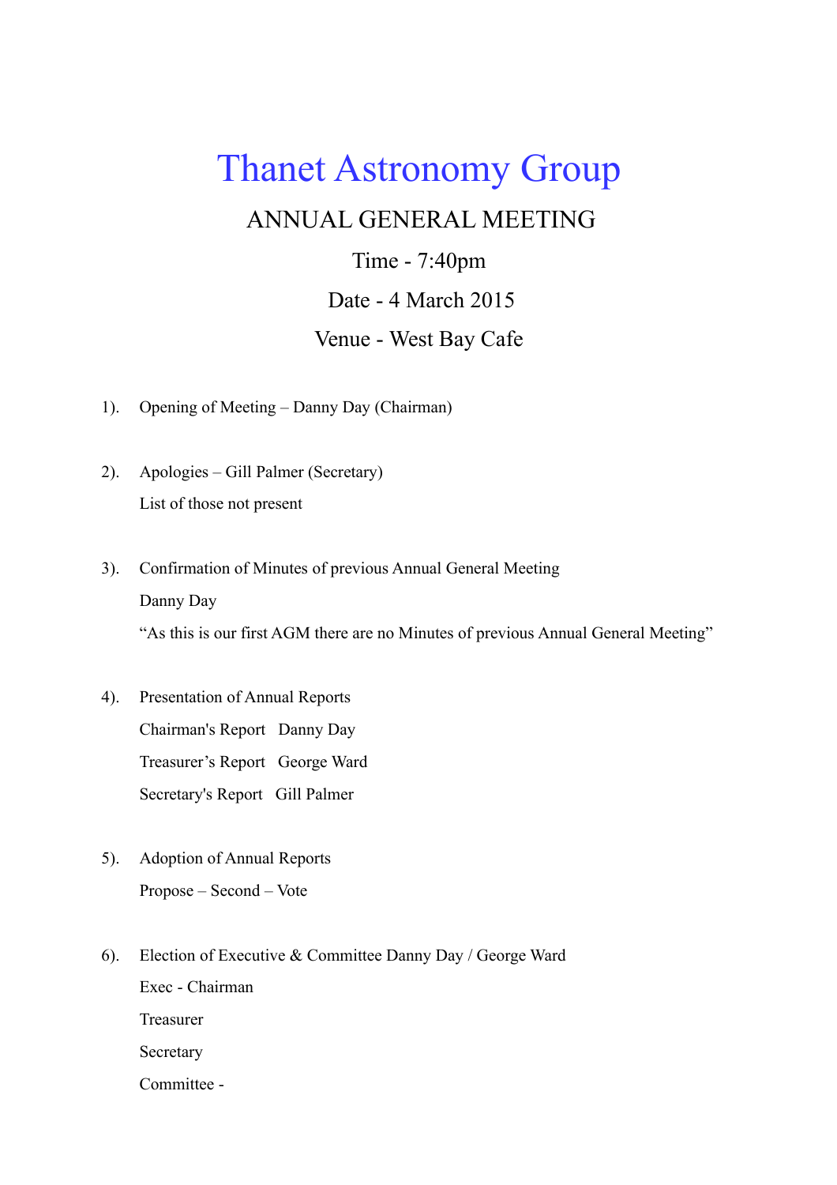# Thanet Astronomy Group

## ANNUAL GENERAL MEETING

Time - 7:40pm

Date - 4 March 2015

Venue - West Bay Cafe

1). Opening of Meeting – Danny Day (Chairman)

2). Apologies – Gill Palmer (Secretary)

List of those not present

3). Confirmation of Minutes of previous Annual General Meeting

Danny Day

"As this is our first AGM there are no Minutes of previous Annual General Meeting"

4). Presentation of Annual Reports

Chairman's Report Danny Day

Treasurer's Report George Ward

Secretary's Report Gill Palmer

5). Adoption of Annual Reports

Propose – Second – Vote

6). Election of Executive & Committee Danny Day / George Ward

Exec - Chairman

Treasurer

Secretary

Committee -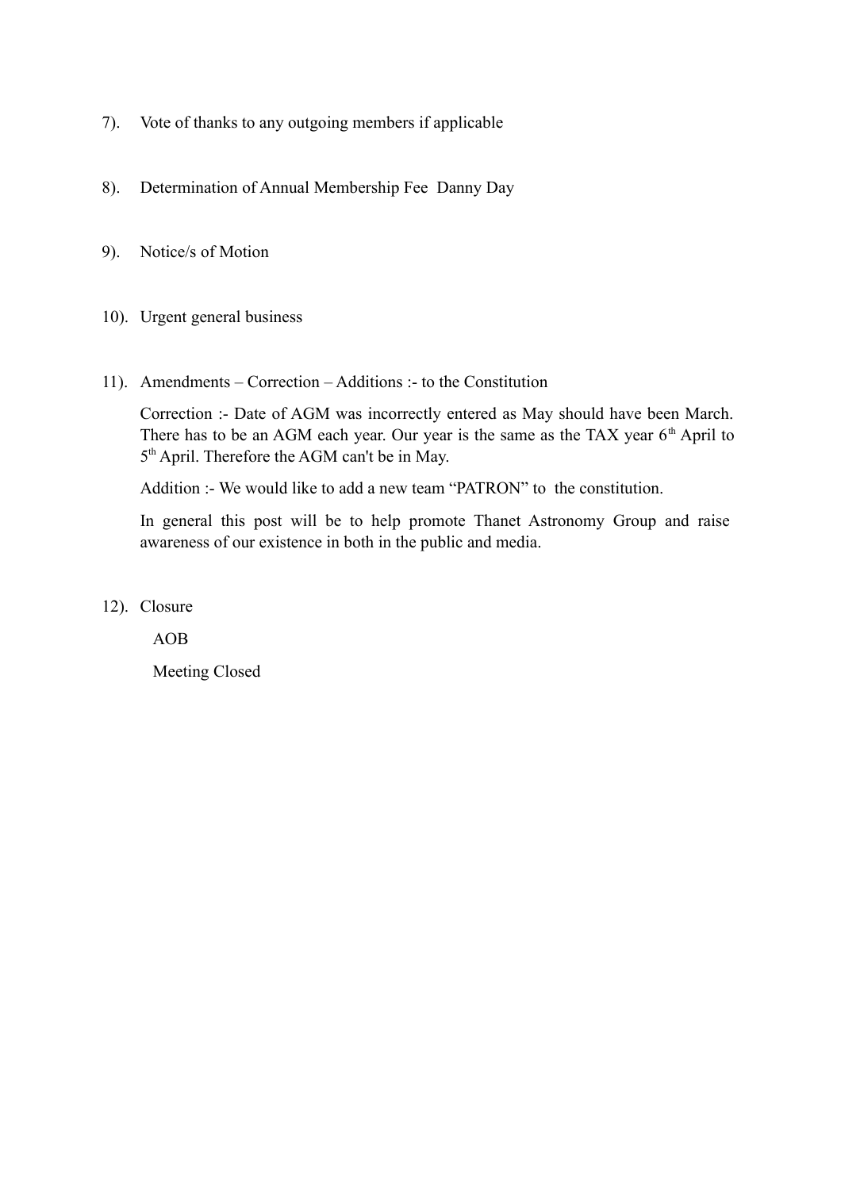7). Vote of thanks to any outgoing members if applicable

8). Determination of Annual Membership Fee Danny Day

9). Notice/s of Motion

10). Urgent general business

11). Amendments – Correction – Additions :- to the Constitution

Correction :- Date of AGM was incorrectly entered as May should have been March. There has to be an AGM each year. Our year is the same as the TAX year 6th April to 5th April. Therefore the AGM can't be in May.

Addition :- We would like to add a new team "PATRON" to the constitution.

In general this post will be to help promote Thanet Astronomy Group and raise awareness of our existence in both in the public and media.

12). Closure

AOB

Meeting Closed